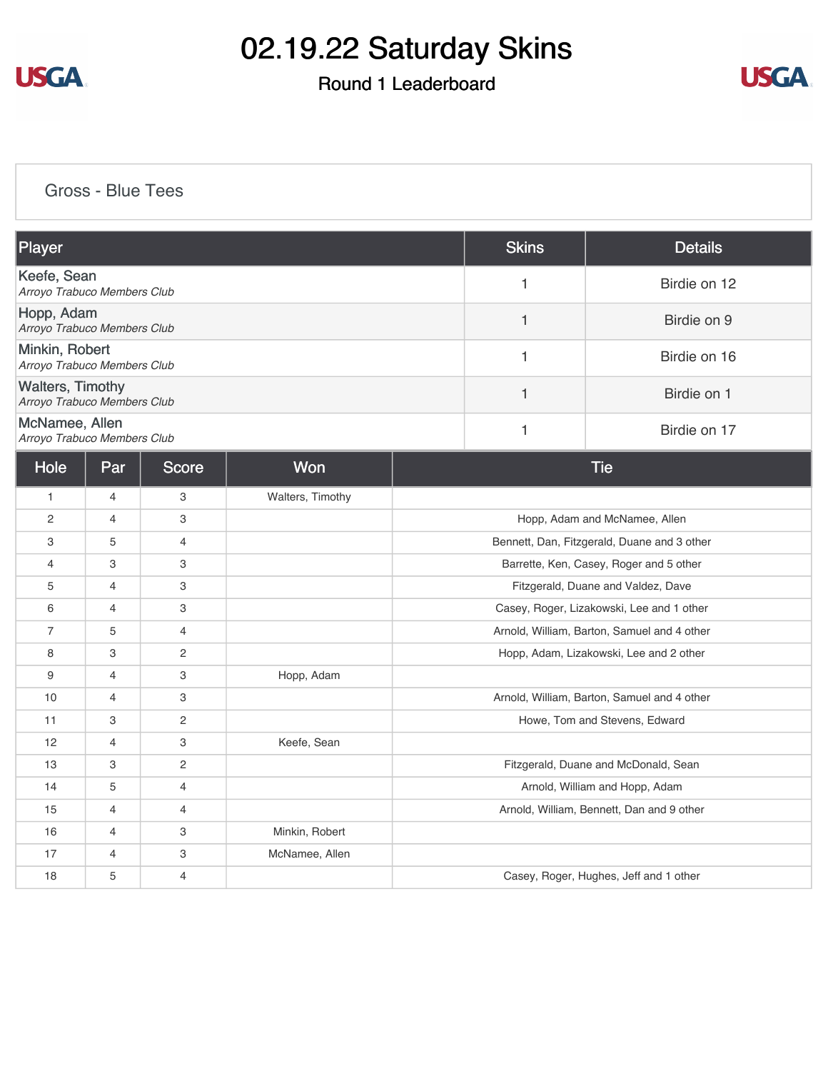# 02.19.22 Saturday Skins

## Round 1 Leaderboard

### Gross - Blue Tees

| Player | Skins | Details |
|---|---|---|
| Keefe, Sean<br>*Arroyo Trabuco Members Club* | 1 | Birdie on 12 |
| Hopp, Adam<br>*Arroyo Trabuco Members Club* | 1 | Birdie on 9 |
| Minkin, Robert<br>*Arroyo Trabuco Members Club* | 1 | Birdie on 16 |
| Walters, Timothy<br>*Arroyo Trabuco Members Club* | 1 | Birdie on 1 |
| McNamee, Allen<br>*Arroyo Trabuco Members Club* | 1 | Birdie on 17 |

| Hole | Par | Score | Won | Tie |
|---|---|---|---|---|
| 1 | 4 | 3 | Walters, Timothy | |
| 2 | 4 | 3 | | Hopp, Adam and McNamee, Allen |
| 3 | 5 | 4 | | Bennett, Dan, Fitzgerald, Duane and 3 other |
| 4 | 3 | 3 | | Barrette, Ken, Casey, Roger and 5 other |
| 5 | 4 | 3 | | Fitzgerald, Duane and Valdez, Dave |
| 6 | 4 | 3 | | Casey, Roger, Lizakowski, Lee and 1 other |
| 7 | 5 | 4 | | Arnold, William, Barton, Samuel and 4 other |
| 8 | 3 | 2 | | Hopp, Adam, Lizakowski, Lee and 2 other |
| 9 | 4 | 3 | Hopp, Adam | |
| 10 | 4 | 3 | | Arnold, William, Barton, Samuel and 4 other |
| 11 | 3 | 2 | | Howe, Tom and Stevens, Edward |
| 12 | 4 | 3 | Keefe, Sean | |
| 13 | 3 | 2 | | Fitzgerald, Duane and McDonald, Sean |
| 14 | 5 | 4 | | Arnold, William and Hopp, Adam |
| 15 | 4 | 4 | | Arnold, William, Bennett, Dan and 9 other |
| 16 | 4 | 3 | Minkin, Robert | |
| 17 | 4 | 3 | McNamee, Allen | |
| 18 | 5 | 4 | | Casey, Roger, Hughes, Jeff and 1 other |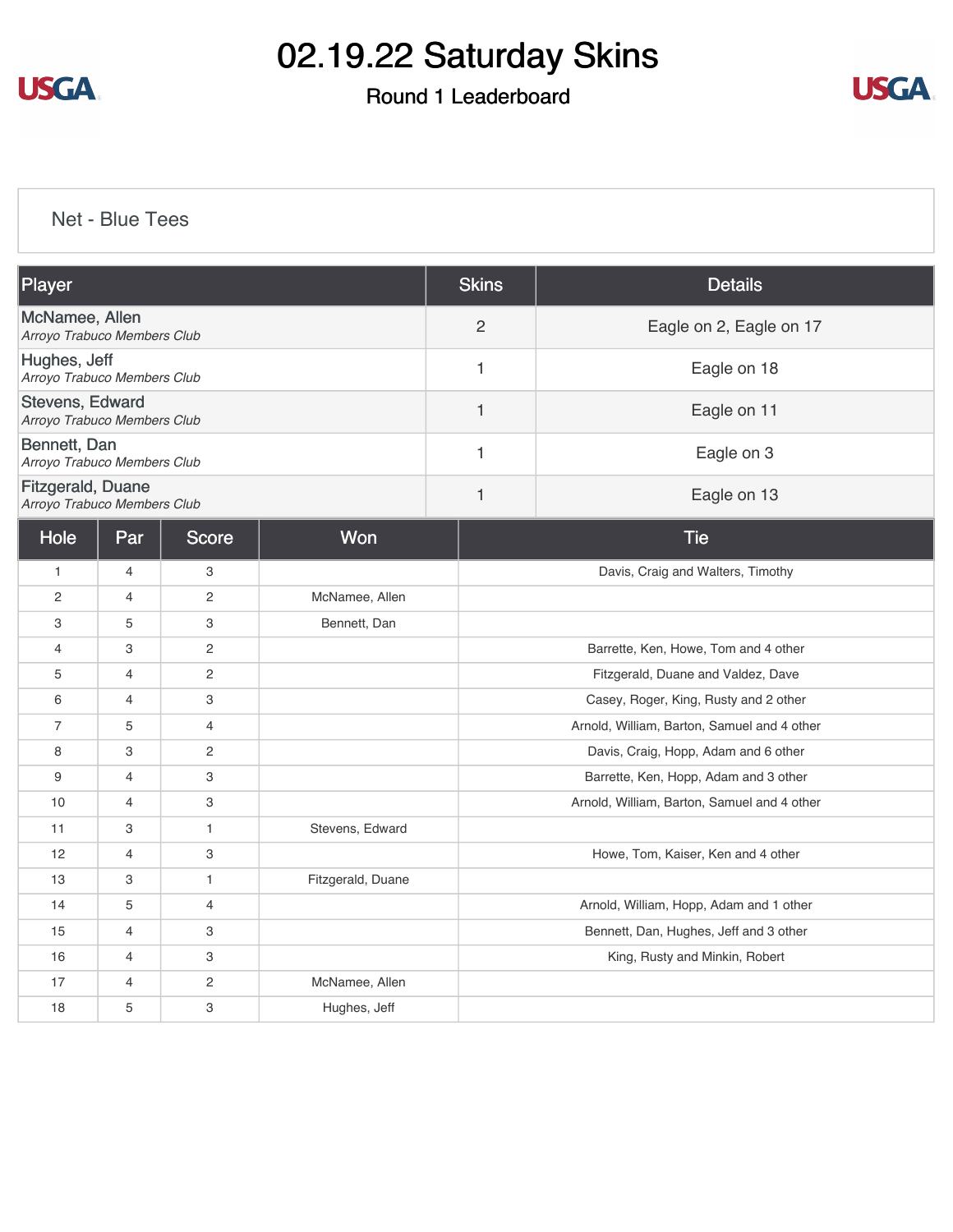# 02.19.22 Saturday Skins

## Round 1 Leaderboard

### Net - Blue Tees

| Player | Skins | Details |
| --- | --- | --- |
| McNamee, Allen<br>*Arroyo Trabuco Members Club* | 2 | Eagle on 2, Eagle on 17 |
| Hughes, Jeff<br>*Arroyo Trabuco Members Club* | 1 | Eagle on 18 |
| Stevens, Edward<br>*Arroyo Trabuco Members Club* | 1 | Eagle on 11 |
| Bennett, Dan<br>*Arroyo Trabuco Members Club* | 1 | Eagle on 3 |
| Fitzgerald, Duane<br>*Arroyo Trabuco Members Club* | 1 | Eagle on 13 |

| Hole | Par | Score | Won | Tie |
| --- | --- | --- | --- | --- |
| 1 | 4 | 3 | | Davis, Craig and Walters, Timothy |
| 2 | 4 | 2 | McNamee, Allen | |
| 3 | 5 | 3 | Bennett, Dan | |
| 4 | 3 | 2 | | Barrette, Ken, Howe, Tom and 4 other |
| 5 | 4 | 2 | | Fitzgerald, Duane and Valdez, Dave |
| 6 | 4 | 3 | | Casey, Roger, King, Rusty and 2 other |
| 7 | 5 | 4 | | Arnold, William, Barton, Samuel and 4 other |
| 8 | 3 | 2 | | Davis, Craig, Hopp, Adam and 6 other |
| 9 | 4 | 3 | | Barrette, Ken, Hopp, Adam and 3 other |
| 10 | 4 | 3 | | Arnold, William, Barton, Samuel and 4 other |
| 11 | 3 | 1 | Stevens, Edward | |
| 12 | 4 | 3 | | Howe, Tom, Kaiser, Ken and 4 other |
| 13 | 3 | 1 | Fitzgerald, Duane | |
| 14 | 5 | 4 | | Arnold, William, Hopp, Adam and 1 other |
| 15 | 4 | 3 | | Bennett, Dan, Hughes, Jeff and 3 other |
| 16 | 4 | 3 | | King, Rusty and Minkin, Robert |
| 17 | 4 | 2 | McNamee, Allen | |
| 18 | 5 | 3 | Hughes, Jeff | |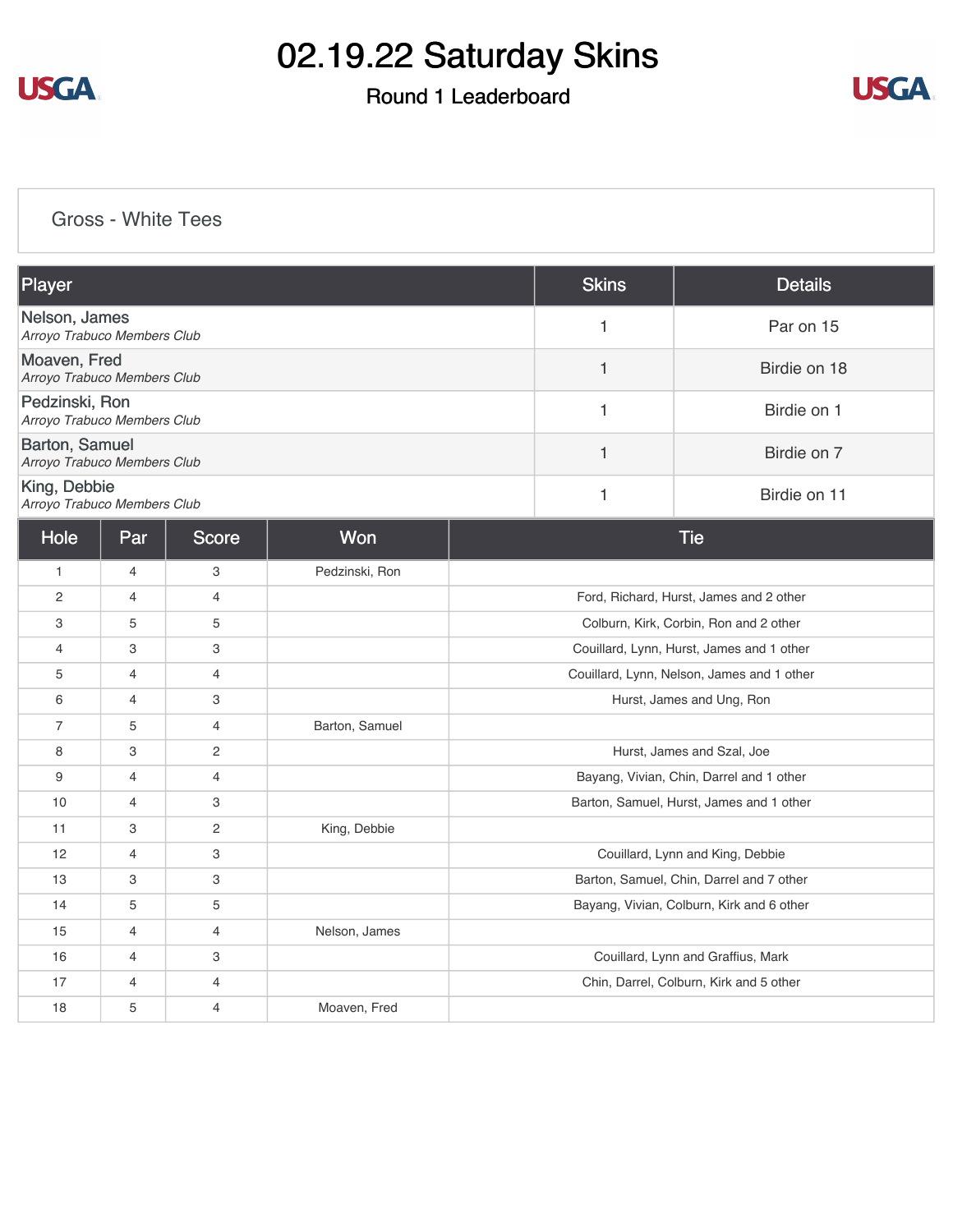# 02.19.22 Saturday Skins

## Round 1 Leaderboard

### Gross - White Tees

| Player | Skins | Details |
|---|---|---|
| Nelson, James *Arroyo Trabuco Members Club* | 1 | Par on 15 |
| Moaven, Fred *Arroyo Trabuco Members Club* | 1 | Birdie on 18 |
| Pedzinski, Ron *Arroyo Trabuco Members Club* | 1 | Birdie on 1 |
| Barton, Samuel *Arroyo Trabuco Members Club* | 1 | Birdie on 7 |
| King, Debbie *Arroyo Trabuco Members Club* | 1 | Birdie on 11 |

| Hole | Par | Score | Won | Tie |
|---|---|---|---|---|
| 1 | 4 | 3 | Pedzinski, Ron | |
| 2 | 4 | 4 | | Ford, Richard, Hurst, James and 2 other |
| 3 | 5 | 5 | | Colburn, Kirk, Corbin, Ron and 2 other |
| 4 | 3 | 3 | | Couillard, Lynn, Hurst, James and 1 other |
| 5 | 4 | 4 | | Couillard, Lynn, Nelson, James and 1 other |
| 6 | 4 | 3 | | Hurst, James and Ung, Ron |
| 7 | 5 | 4 | Barton, Samuel | |
| 8 | 3 | 2 | | Hurst, James and Szal, Joe |
| 9 | 4 | 4 | | Bayang, Vivian, Chin, Darrel and 1 other |
| 10 | 4 | 3 | | Barton, Samuel, Hurst, James and 1 other |
| 11 | 3 | 2 | King, Debbie | |
| 12 | 4 | 3 | | Couillard, Lynn and King, Debbie |
| 13 | 3 | 3 | | Barton, Samuel, Chin, Darrel and 7 other |
| 14 | 5 | 5 | | Bayang, Vivian, Colburn, Kirk and 6 other |
| 15 | 4 | 4 | Nelson, James | |
| 16 | 4 | 3 | | Couillard, Lynn and Graffius, Mark |
| 17 | 4 | 4 | | Chin, Darrel, Colburn, Kirk and 5 other |
| 18 | 5 | 4 | Moaven, Fred | |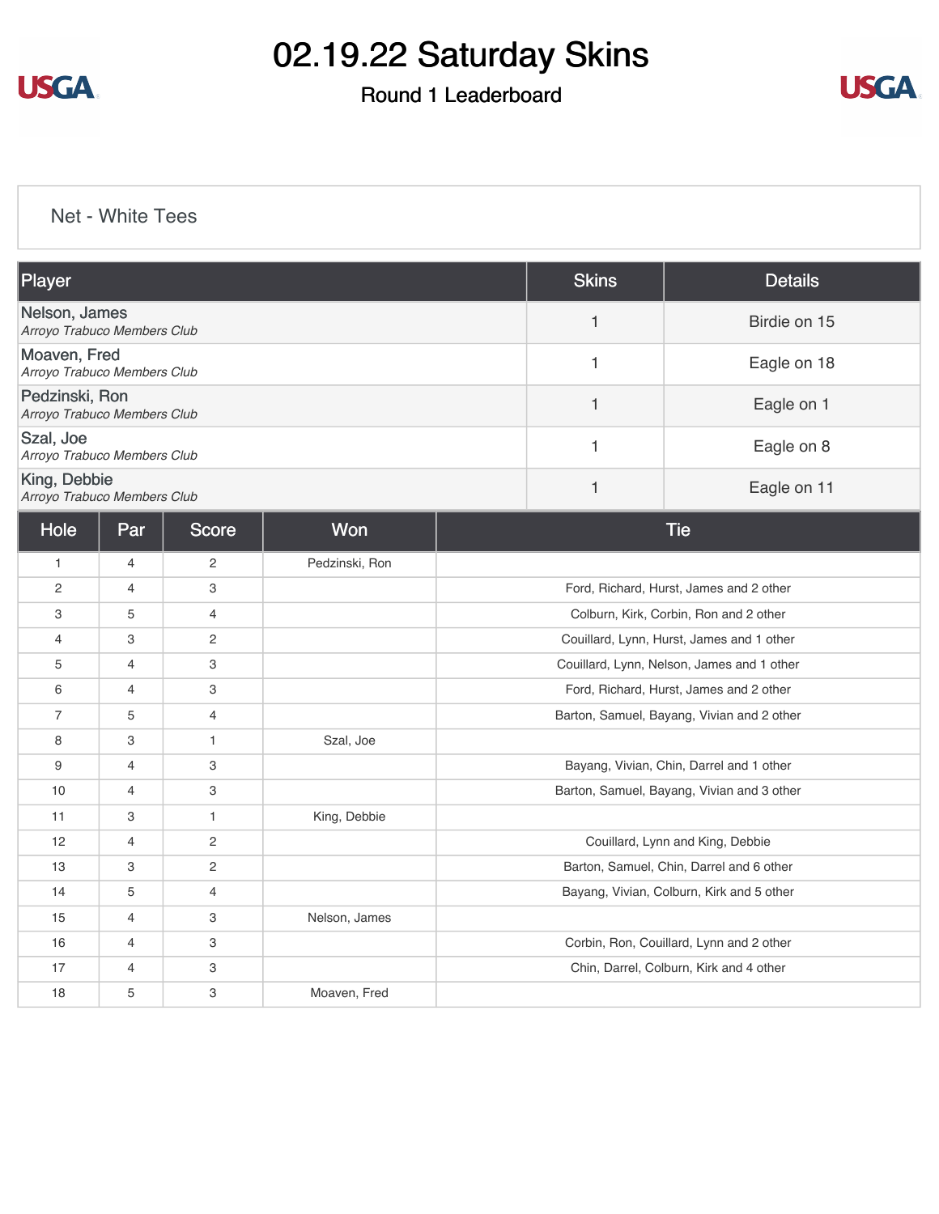# 02.19.22 Saturday Skins

## Round 1 Leaderboard

### Net - White Tees

| Player | Skins | Details |
|---|---|---|
| Nelson, James<br>*Arroyo Trabuco Members Club* | 1 | Birdie on 15 |
| Moaven, Fred<br>*Arroyo Trabuco Members Club* | 1 | Eagle on 18 |
| Pedzinski, Ron<br>*Arroyo Trabuco Members Club* | 1 | Eagle on 1 |
| Szal, Joe<br>*Arroyo Trabuco Members Club* | 1 | Eagle on 8 |
| King, Debbie<br>*Arroyo Trabuco Members Club* | 1 | Eagle on 11 |

| Hole | Par | Score | Won | Tie |
|---|---|---|---|---|
| 1 | 4 | 2 | Pedzinski, Ron | |
| 2 | 4 | 3 | | Ford, Richard, Hurst, James and 2 other |
| 3 | 5 | 4 | | Colburn, Kirk, Corbin, Ron and 2 other |
| 4 | 3 | 2 | | Couillard, Lynn, Hurst, James and 1 other |
| 5 | 4 | 3 | | Couillard, Lynn, Nelson, James and 1 other |
| 6 | 4 | 3 | | Ford, Richard, Hurst, James and 2 other |
| 7 | 5 | 4 | | Barton, Samuel, Bayang, Vivian and 2 other |
| 8 | 3 | 1 | Szal, Joe | |
| 9 | 4 | 3 | | Bayang, Vivian, Chin, Darrel and 1 other |
| 10 | 4 | 3 | | Barton, Samuel, Bayang, Vivian and 3 other |
| 11 | 3 | 1 | King, Debbie | |
| 12 | 4 | 2 | | Couillard, Lynn and King, Debbie |
| 13 | 3 | 2 | | Barton, Samuel, Chin, Darrel and 6 other |
| 14 | 5 | 4 | | Bayang, Vivian, Colburn, Kirk and 5 other |
| 15 | 4 | 3 | Nelson, James | |
| 16 | 4 | 3 | | Corbin, Ron, Couillard, Lynn and 2 other |
| 17 | 4 | 3 | | Chin, Darrel, Colburn, Kirk and 4 other |
| 18 | 5 | 3 | Moaven, Fred | |